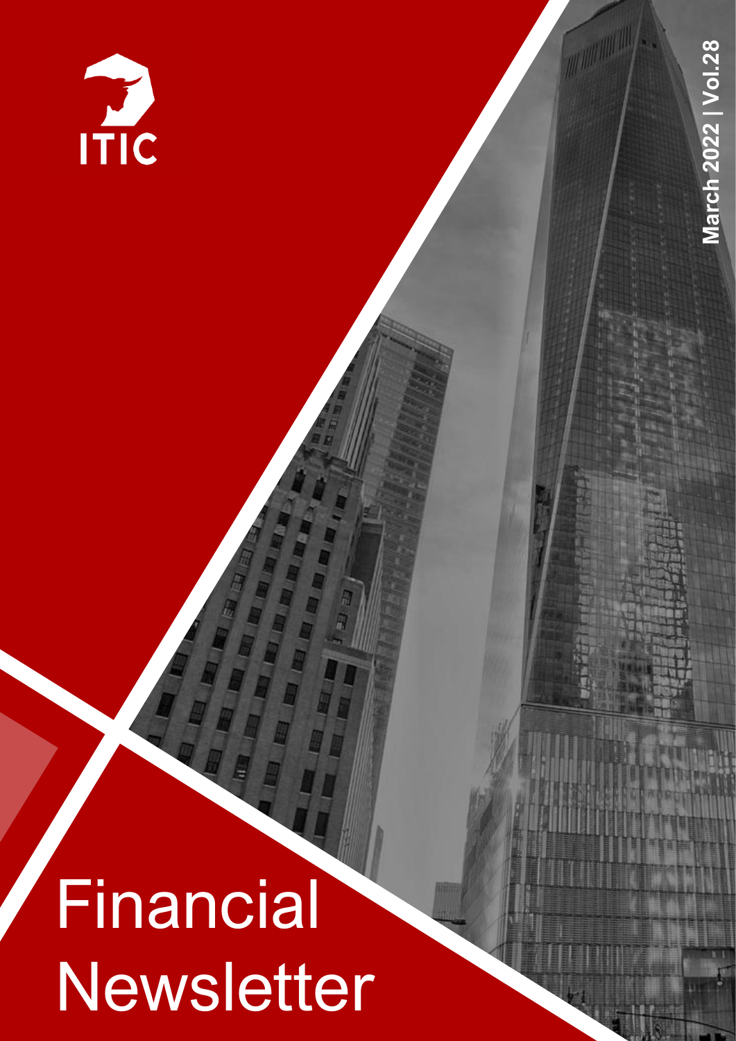ITIC

March 2022 | Vol.28

# Financial Newsletter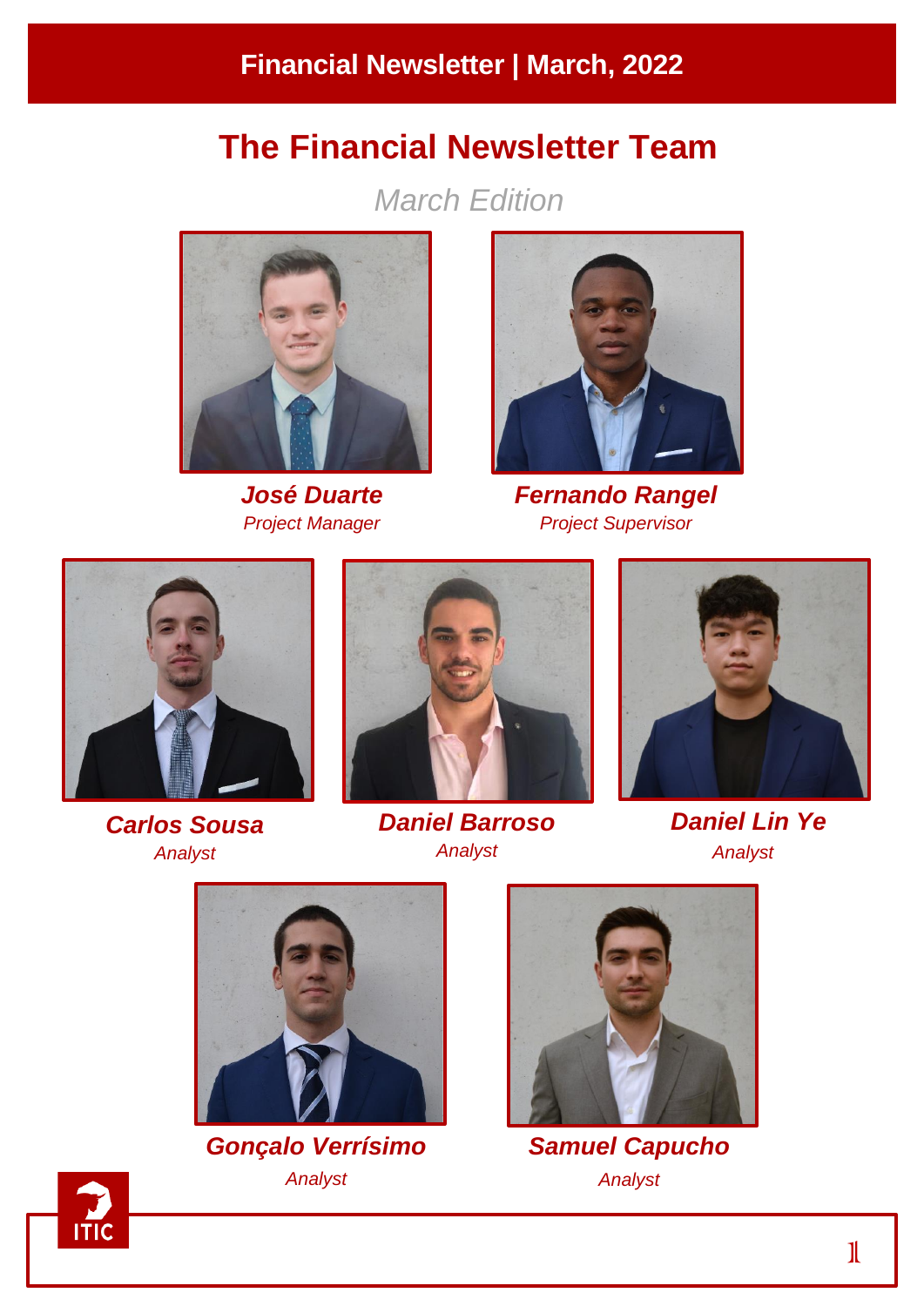# The Financial Newsletter Team

*March Edition*

***José Duarte***
*Project Manager*

***Fernando Rangel***
*Project Supervisor*

***Carlos Sousa***
*Analyst*

***Daniel Barroso***
*Analyst*

***Daniel Lin Ye***
*Analyst*

***Gonçalo Verrísimo***
*Analyst*

***Samuel Capucho***
*Analyst*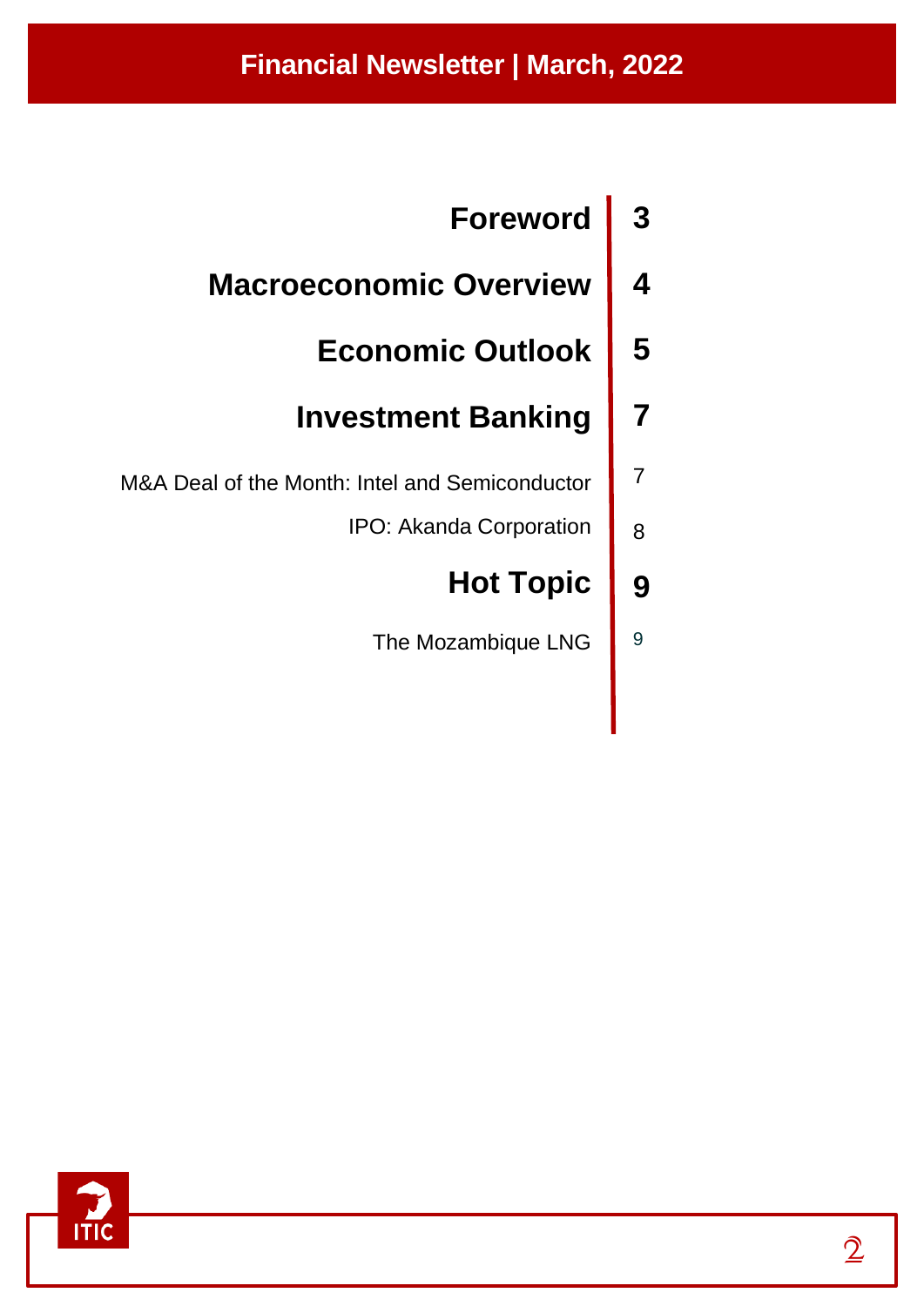| | |
|---|---|
| **Foreword** | **3** |
| **Macroeconomic Overview** | **4** |
| **Economic Outlook** | **5** |
| **Investment Banking** | **7** |
| M&A Deal of the Month: Intel and Semiconductor | 7 |
| IPO: Akanda Corporation | 8 |
| **Hot Topic** | **9** |
| The Mozambique LNG | 9 |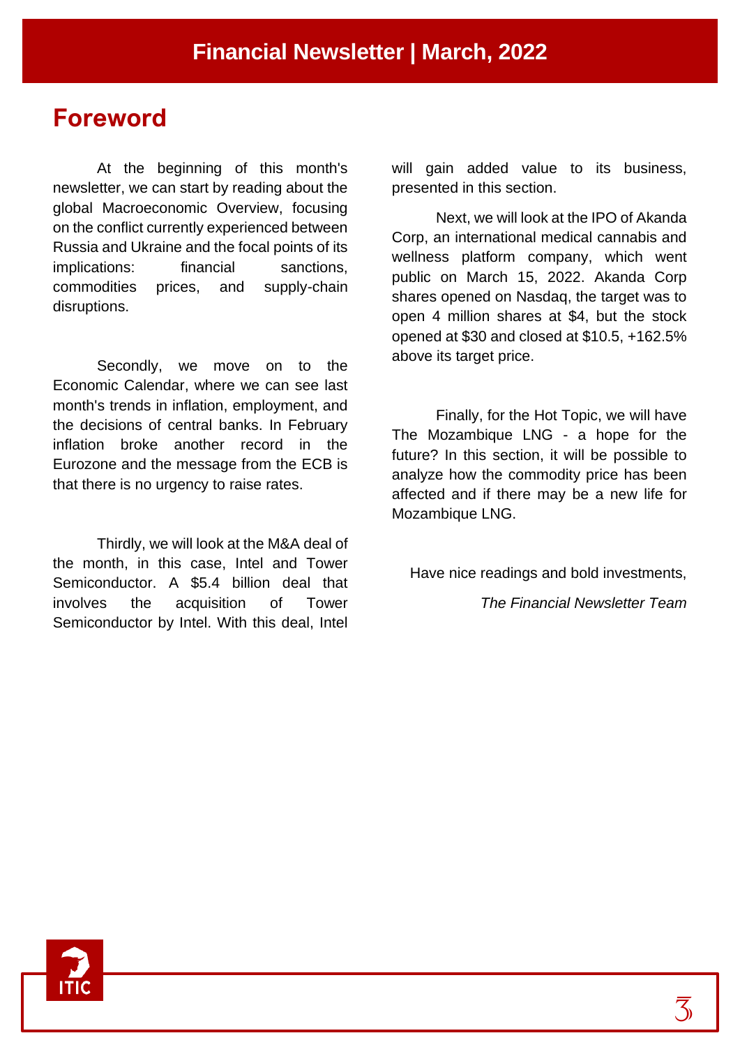# Financial Newsletter | March, 2022

## Foreword

At the beginning of this month's newsletter, we can start by reading about the global Macroeconomic Overview, focusing on the conflict currently experienced between Russia and Ukraine and the focal points of its implications: financial sanctions, commodities prices, and supply-chain disruptions.

Secondly, we move on to the Economic Calendar, where we can see last month's trends in inflation, employment, and the decisions of central banks. In February inflation broke another record in the Eurozone and the message from the ECB is that there is no urgency to raise rates.

Thirdly, we will look at the M&A deal of the month, in this case, Intel and Tower Semiconductor. A $5.4 billion deal that involves the acquisition of Tower Semiconductor by Intel. With this deal, Intel will gain added value to its business, presented in this section.

Next, we will look at the IPO of Akanda Corp, an international medical cannabis and wellness platform company, which went public on March 15, 2022. Akanda Corp shares opened on Nasdaq, the target was to open 4 million shares at $4, but the stock opened at $30 and closed at $10.5, +162.5% above its target price.

Finally, for the Hot Topic, we will have The Mozambique LNG - a hope for the future? In this section, it will be possible to analyze how the commodity price has been affected and if there may be a new life for Mozambique LNG.

Have nice readings and bold investments,

*The Financial Newsletter Team*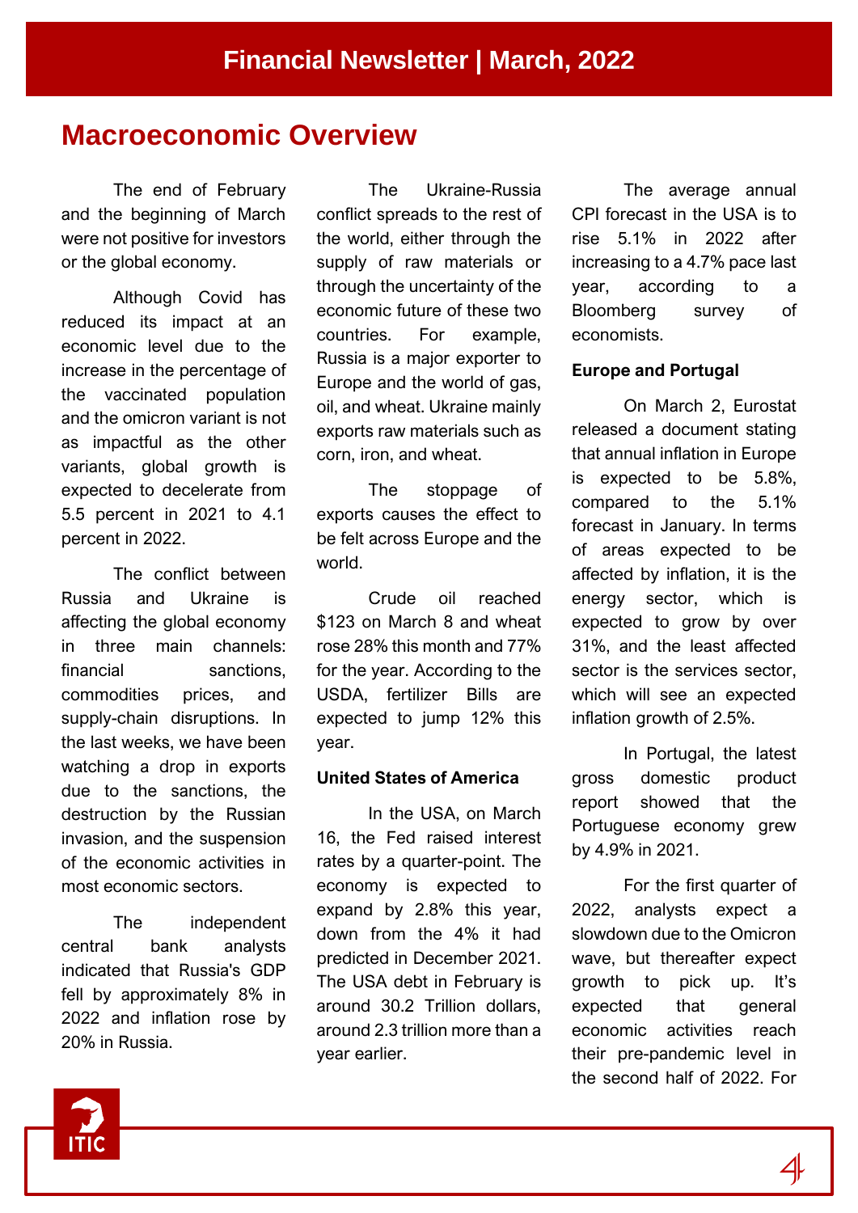# Financial Newsletter | March, 2022

## Macroeconomic Overview

The end of February and the beginning of March were not positive for investors or the global economy.

Although Covid has reduced its impact at an economic level due to the increase in the percentage of the vaccinated population and the omicron variant is not as impactful as the other variants, global growth is expected to decelerate from 5.5 percent in 2021 to 4.1 percent in 2022.

The conflict between Russia and Ukraine is affecting the global economy in three main channels: financial sanctions, commodities prices, and supply-chain disruptions. In the last weeks, we have been watching a drop in exports due to the sanctions, the destruction by the Russian invasion, and the suspension of the economic activities in most economic sectors.

The independent central bank analysts indicated that Russia's GDP fell by approximately 8% in 2022 and inflation rose by 20% in Russia.

The Ukraine-Russia conflict spreads to the rest of the world, either through the supply of raw materials or through the uncertainty of the economic future of these two countries. For example, Russia is a major exporter to Europe and the world of gas, oil, and wheat. Ukraine mainly exports raw materials such as corn, iron, and wheat.

The stoppage of exports causes the effect to be felt across Europe and the world.

Crude oil reached $123 on March 8 and wheat rose 28% this month and 77% for the year. According to the USDA, fertilizer Bills are expected to jump 12% this year.

**United States of America**

In the USA, on March 16, the Fed raised interest rates by a quarter-point. The economy is expected to expand by 2.8% this year, down from the 4% it had predicted in December 2021. The USA debt in February is around 30.2 Trillion dollars, around 2.3 trillion more than a year earlier.

The average annual CPI forecast in the USA is to rise 5.1% in 2022 after increasing to a 4.7% pace last year, according to a Bloomberg survey of economists.

**Europe and Portugal**

On March 2, Eurostat released a document stating that annual inflation in Europe is expected to be 5.8%, compared to the 5.1% forecast in January. In terms of areas expected to be affected by inflation, it is the energy sector, which is expected to grow by over 31%, and the least affected sector is the services sector, which will see an expected inflation growth of 2.5%.

In Portugal, the latest gross domestic product report showed that the Portuguese economy grew by 4.9% in 2021.

For the first quarter of 2022, analysts expect a slowdown due to the Omicron wave, but thereafter expect growth to pick up. It's expected that general economic activities reach their pre-pandemic level in the second half of 2022. For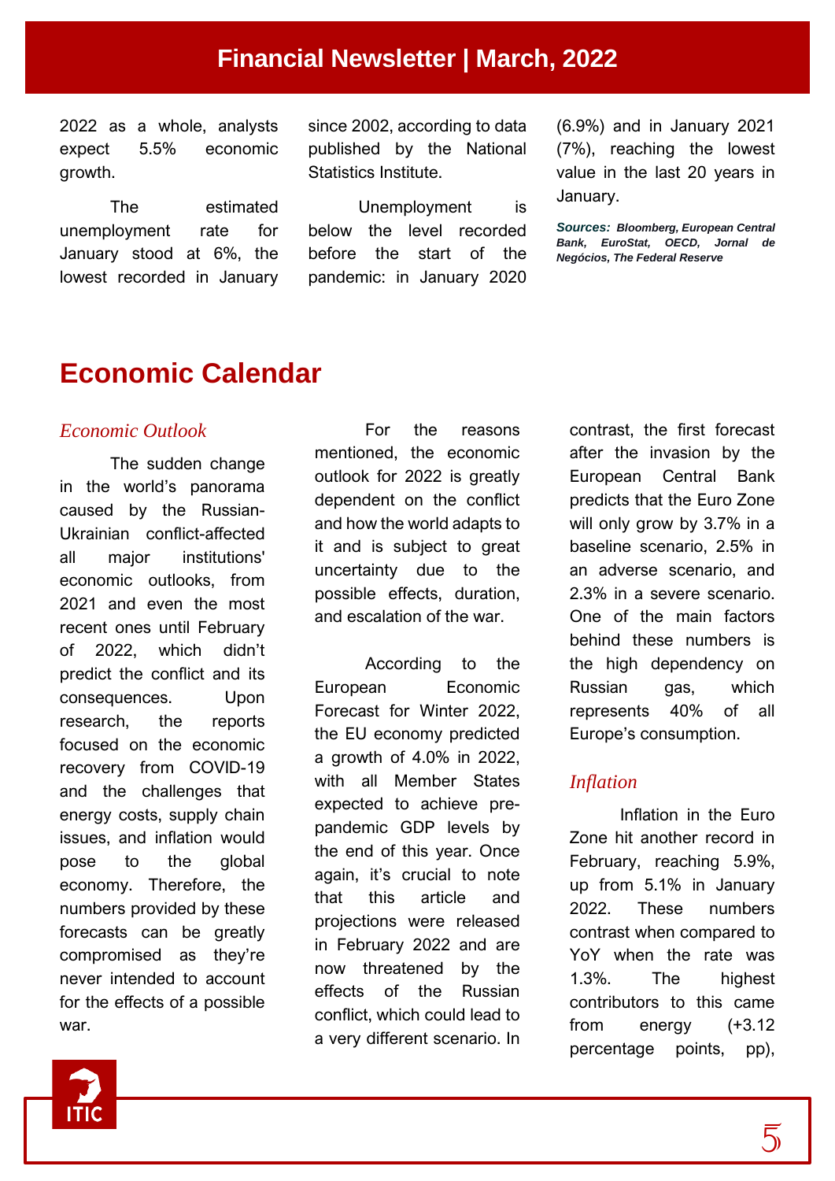2022 as a whole, analysts expect 5.5% economic growth.

The estimated unemployment rate for January stood at 6%, the lowest recorded in January since 2002, according to data published by the National Statistics Institute.

Unemployment is below the level recorded before the start of the pandemic: in January 2020 (6.9%) and in January 2021 (7%), reaching the lowest value in the last 20 years in January.

***Sources:*** ***Bloomberg, European Central Bank, EuroStat, OECD, Jornal de Negócios, The Federal Reserve***

# Economic Calendar

## *Economic Outlook*

The sudden change in the world's panorama caused by the Russian-Ukrainian conflict-affected all major institutions' economic outlooks, from 2021 and even the most recent ones until February of 2022, which didn't predict the conflict and its consequences. Upon research, the reports focused on the economic recovery from COVID-19 and the challenges that energy costs, supply chain issues, and inflation would pose to the global economy. Therefore, the numbers provided by these forecasts can be greatly compromised as they're never intended to account for the effects of a possible war.

For the reasons mentioned, the economic outlook for 2022 is greatly dependent on the conflict and how the world adapts to it and is subject to great uncertainty due to the possible effects, duration, and escalation of the war.

According to the European Economic Forecast for Winter 2022, the EU economy predicted a growth of 4.0% in 2022, with all Member States expected to achieve pre-pandemic GDP levels by the end of this year. Once again, it's crucial to note that this article and projections were released in February 2022 and are now threatened by the effects of the Russian conflict, which could lead to a very different scenario. In contrast, the first forecast after the invasion by the European Central Bank predicts that the Euro Zone will only grow by 3.7% in a baseline scenario, 2.5% in an adverse scenario, and 2.3% in a severe scenario. One of the main factors behind these numbers is the high dependency on Russian gas, which represents 40% of all Europe's consumption.

## *Inflation*

Inflation in the Euro Zone hit another record in February, reaching 5.9%, up from 5.1% in January 2022. These numbers contrast when compared to YoY when the rate was 1.3%. The highest contributors to this came from energy (+3.12 percentage points, pp),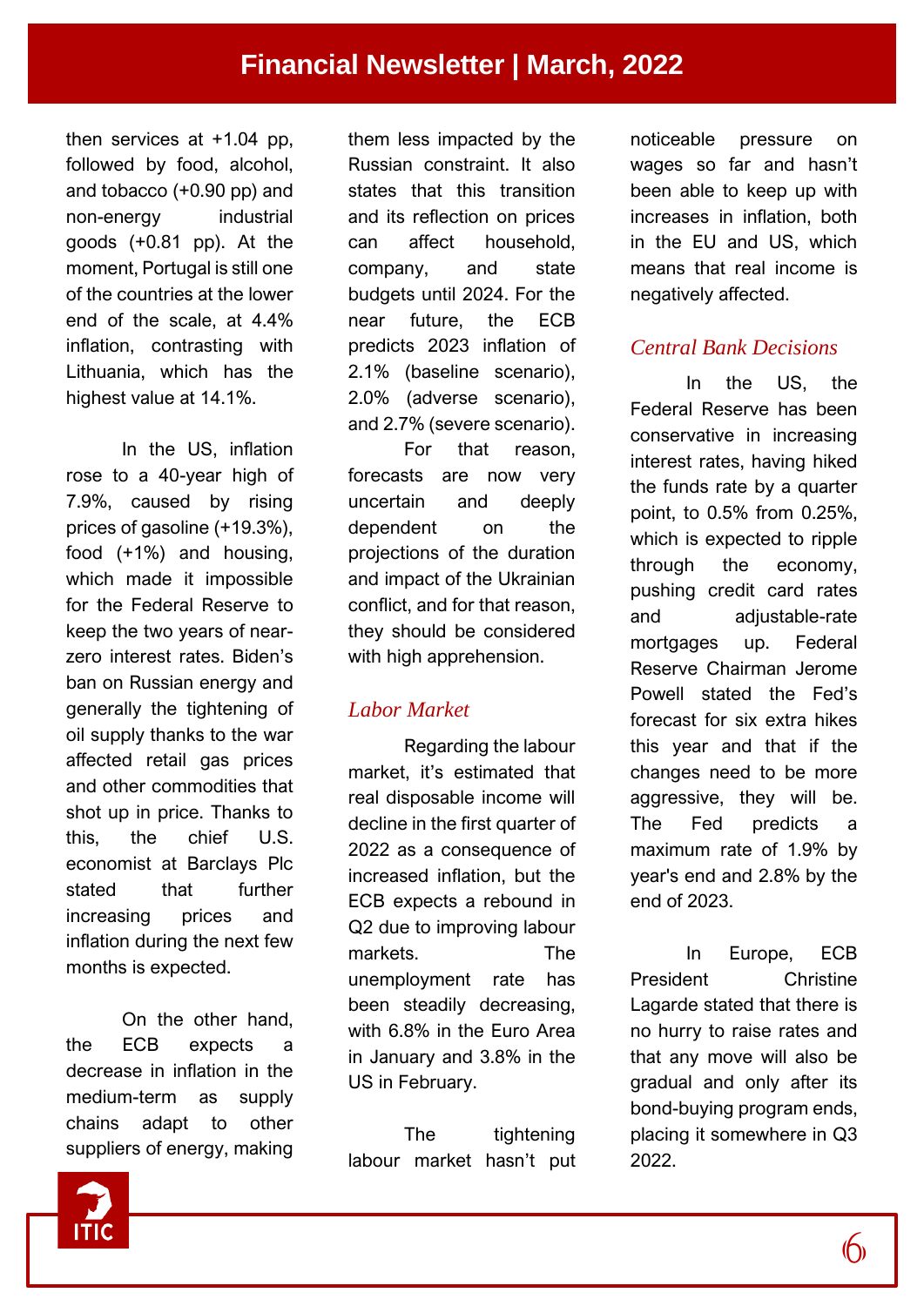then services at +1.04 pp, followed by food, alcohol, and tobacco (+0.90 pp) and non-energy industrial goods (+0.81 pp). At the moment, Portugal is still one of the countries at the lower end of the scale, at 4.4% inflation, contrasting with Lithuania, which has the highest value at 14.1%.

In the US, inflation rose to a 40-year high of 7.9%, caused by rising prices of gasoline (+19.3%), food (+1%) and housing, which made it impossible for the Federal Reserve to keep the two years of near-zero interest rates. Biden's ban on Russian energy and generally the tightening of oil supply thanks to the war affected retail gas prices and other commodities that shot up in price. Thanks to this, the chief U.S. economist at Barclays Plc stated that further increasing prices and inflation during the next few months is expected.

On the other hand, the ECB expects a decrease in inflation in the medium-term as supply chains adapt to other suppliers of energy, making them less impacted by the Russian constraint. It also states that this transition and its reflection on prices can affect household, company, and state budgets until 2024. For the near future, the ECB predicts 2023 inflation of 2.1% (baseline scenario), 2.0% (adverse scenario), and 2.7% (severe scenario).

For that reason, forecasts are now very uncertain and deeply dependent on the projections of the duration and impact of the Ukrainian conflict, and for that reason, they should be considered with high apprehension.

## *Labor Market*

Regarding the labour market, it's estimated that real disposable income will decline in the first quarter of 2022 as a consequence of increased inflation, but the ECB expects a rebound in Q2 due to improving labour markets. The unemployment rate has been steadily decreasing, with 6.8% in the Euro Area in January and 3.8% in the US in February.

The tightening labour market hasn't put noticeable pressure on wages so far and hasn't been able to keep up with increases in inflation, both in the EU and US, which means that real income is negatively affected.

## *Central Bank Decisions*

In the US, the Federal Reserve has been conservative in increasing interest rates, having hiked the funds rate by a quarter point, to 0.5% from 0.25%, which is expected to ripple through the economy, pushing credit card rates and adjustable-rate mortgages up. Federal Reserve Chairman Jerome Powell stated the Fed's forecast for six extra hikes this year and that if the changes need to be more aggressive, they will be. The Fed predicts a maximum rate of 1.9% by year's end and 2.8% by the end of 2023.

In Europe, ECB President Christine Lagarde stated that there is no hurry to raise rates and that any move will also be gradual and only after its bond-buying program ends, placing it somewhere in Q3 2022.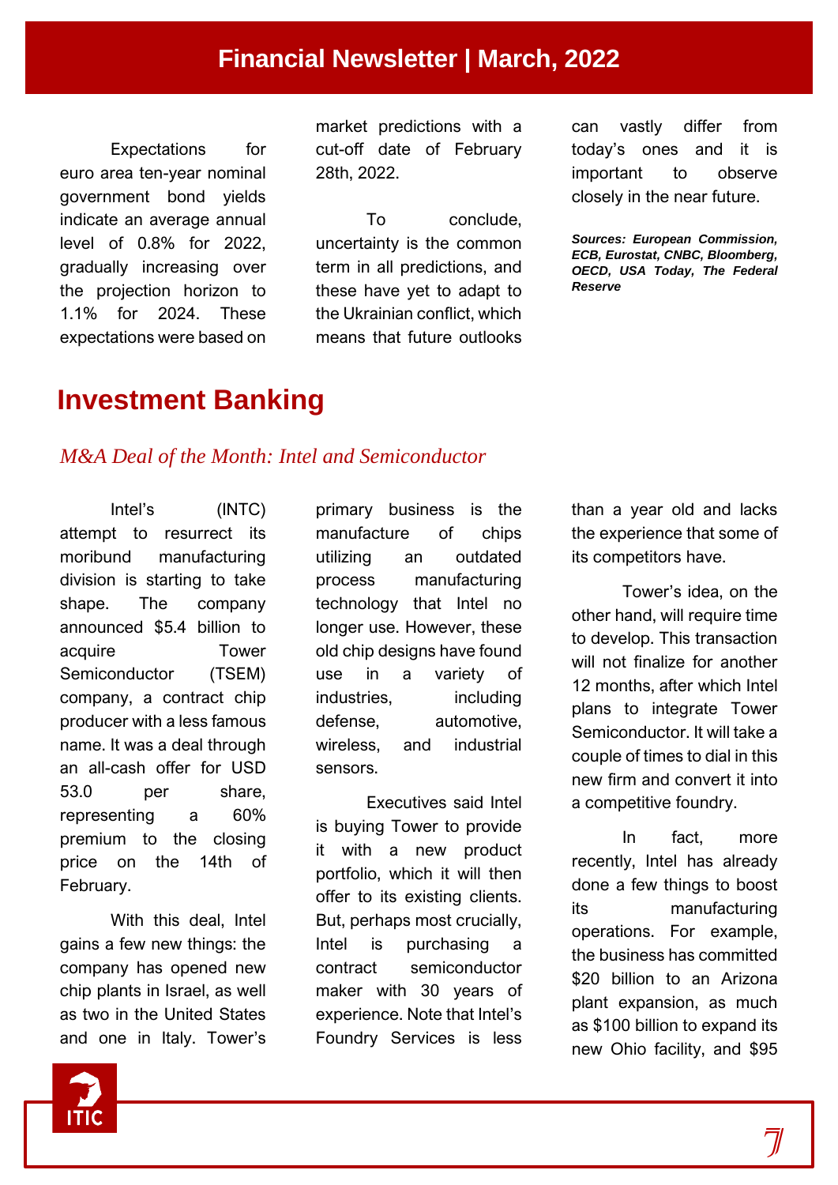Expectations for euro area ten-year nominal government bond yields indicate an average annual level of 0.8% for 2022, gradually increasing over the projection horizon to 1.1% for 2024. These expectations were based on market predictions with a cut-off date of February 28th, 2022.

To conclude, uncertainty is the common term in all predictions, and these have yet to adapt to the Ukrainian conflict, which means that future outlooks can vastly differ from today's ones and it is important to observe closely in the near future.

***Sources: European Commission, ECB, Eurostat, CNBC, Bloomberg, OECD, USA Today, The Federal Reserve***

# Investment Banking

## *M&A Deal of the Month: Intel and Semiconductor*

Intel's (INTC) attempt to resurrect its moribund manufacturing division is starting to take shape. The company announced $5.4 billion to acquire Tower Semiconductor (TSEM) company, a contract chip producer with a less famous name. It was a deal through an all-cash offer for USD 53.0 per share, representing a 60% premium to the closing price on the 14th of February.

With this deal, Intel gains a few new things: the company has opened new chip plants in Israel, as well as two in the United States and one in Italy. Tower's primary business is the manufacture of chips utilizing an outdated process manufacturing technology that Intel no longer use. However, these old chip designs have found use in a variety of industries, including defense, automotive, wireless, and industrial sensors.

Executives said Intel is buying Tower to provide it with a new product portfolio, which it will then offer to its existing clients. But, perhaps most crucially, Intel is purchasing a contract semiconductor maker with 30 years of experience. Note that Intel's Foundry Services is less than a year old and lacks the experience that some of its competitors have.

Tower's idea, on the other hand, will require time to develop. This transaction will not finalize for another 12 months, after which Intel plans to integrate Tower Semiconductor. It will take a couple of times to dial in this new firm and convert it into a competitive foundry.

In fact, more recently, Intel has already done a few things to boost its manufacturing operations. For example, the business has committed $20 billion to an Arizona plant expansion, as much as $100 billion to expand its new Ohio facility, and $95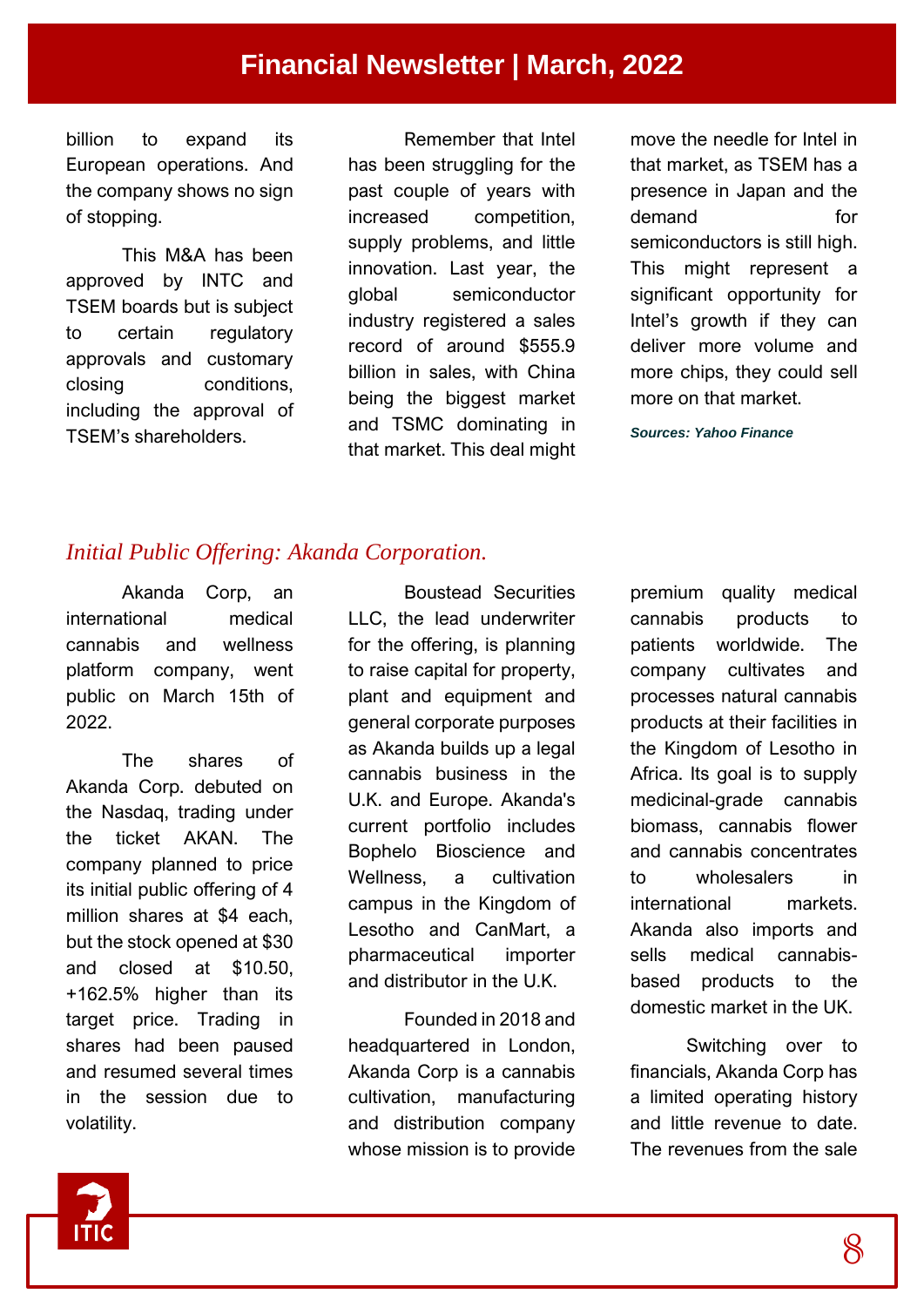billion to expand its European operations. And the company shows no sign of stopping.

This M&A has been approved by INTC and TSEM boards but is subject to certain regulatory approvals and customary closing conditions, including the approval of TSEM's shareholders.

Remember that Intel has been struggling for the past couple of years with increased competition, supply problems, and little innovation. Last year, the global semiconductor industry registered a sales record of around $555.9 billion in sales, with China being the biggest market and TSMC dominating in that market. This deal might move the needle for Intel in that market, as TSEM has a presence in Japan and the demand for semiconductors is still high. This might represent a significant opportunity for Intel's growth if they can deliver more volume and more chips, they could sell more on that market.

***Sources: Yahoo Finance***

## *Initial Public Offering: Akanda Corporation.*

Akanda Corp, an international medical cannabis and wellness platform company, went public on March 15th of 2022.

The shares of Akanda Corp. debuted on the Nasdaq, trading under the ticket AKAN. The company planned to price its initial public offering of 4 million shares at $4 each, but the stock opened at $30 and closed at $10.50, +162.5% higher than its target price. Trading in shares had been paused and resumed several times in the session due to volatility.

Boustead Securities LLC, the lead underwriter for the offering, is planning to raise capital for property, plant and equipment and general corporate purposes as Akanda builds up a legal cannabis business in the U.K. and Europe. Akanda's current portfolio includes Bophelo Bioscience and Wellness, a cultivation campus in the Kingdom of Lesotho and CanMart, a pharmaceutical importer and distributor in the U.K.

Founded in 2018 and headquartered in London, Akanda Corp is a cannabis cultivation, manufacturing and distribution company whose mission is to provide premium quality medical cannabis products to patients worldwide. The company cultivates and processes natural cannabis products at their facilities in the Kingdom of Lesotho in Africa. Its goal is to supply medicinal-grade cannabis biomass, cannabis flower and cannabis concentrates to wholesalers in international markets. Akanda also imports and sells medical cannabis-based products to the domestic market in the UK.

Switching over to financials, Akanda Corp has a limited operating history and little revenue to date. The revenues from the sale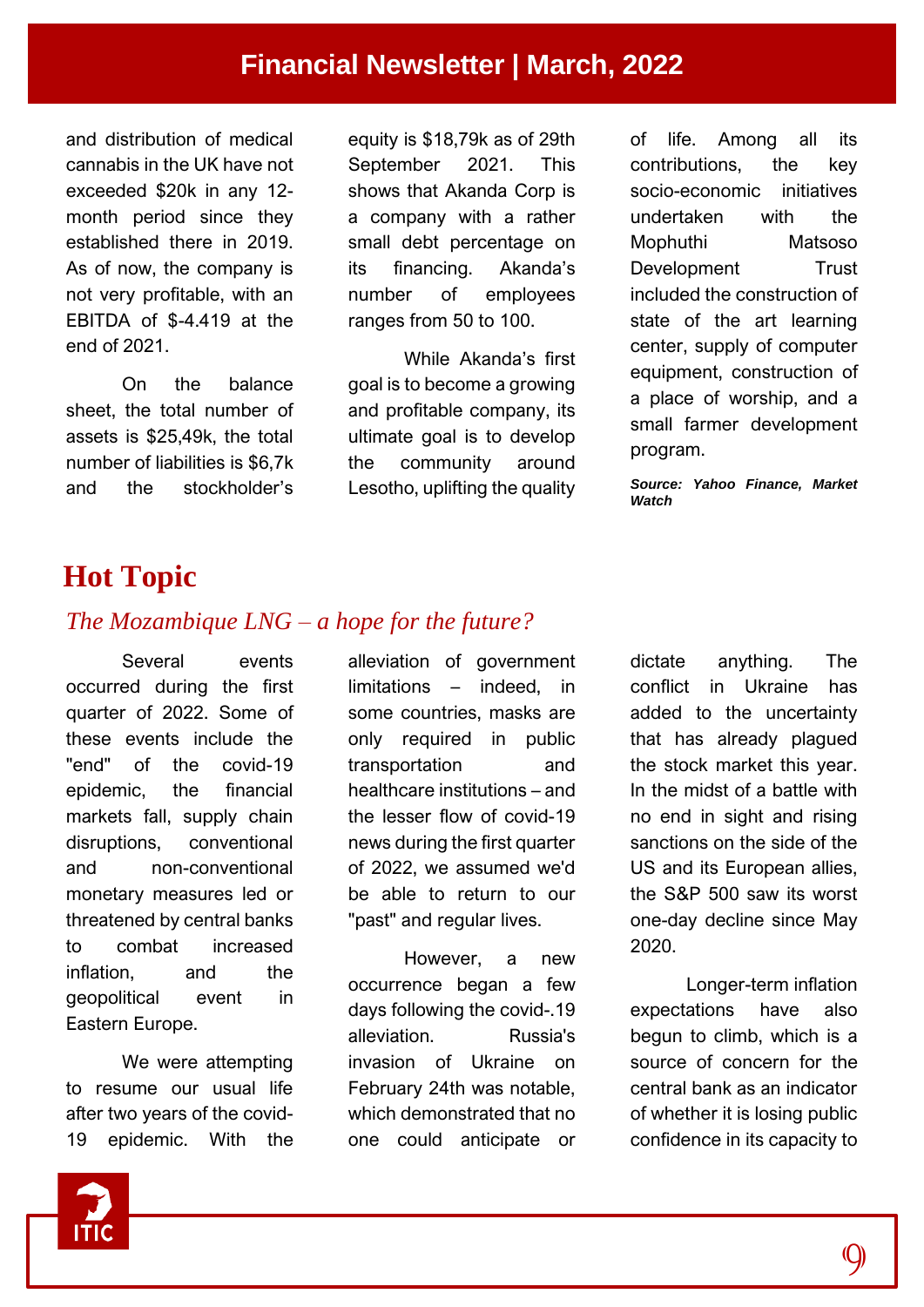and distribution of medical cannabis in the UK have not exceeded $20k in any 12-month period since they established there in 2019. As of now, the company is not very profitable, with an EBITDA of $-4.419 at the end of 2021.

On the balance sheet, the total number of assets is $25,49k, the total number of liabilities is $6,7k and the stockholder's equity is $18,79k as of 29th September 2021. This shows that Akanda Corp is a company with a rather small debt percentage on its financing. Akanda's number of employees ranges from 50 to 100.

While Akanda's first goal is to become a growing and profitable company, its ultimate goal is to develop the community around Lesotho, uplifting the quality of life. Among all its contributions, the key socio-economic initiatives undertaken with the Mophuthi Matsoso Development Trust included the construction of state of the art learning center, supply of computer equipment, construction of a place of worship, and a small farmer development program.

***Source: Yahoo Finance, Market Watch***

# Hot Topic

## *The Mozambique LNG – a hope for the future?*

Several events occurred during the first quarter of 2022. Some of these events include the "end" of the covid-19 epidemic, the financial markets fall, supply chain disruptions, conventional and non-conventional monetary measures led or threatened by central banks to combat increased inflation, and the geopolitical event in Eastern Europe.

We were attempting to resume our usual life after two years of the covid-19 epidemic. With the alleviation of government limitations – indeed, in some countries, masks are only required in public transportation and healthcare institutions – and the lesser flow of covid-19 news during the first quarter of 2022, we assumed we'd be able to return to our "past" and regular lives.

However, a new occurrence began a few days following the covid-.19 alleviation. Russia's invasion of Ukraine on February 24th was notable, which demonstrated that no one could anticipate or dictate anything. The conflict in Ukraine has added to the uncertainty that has already plagued the stock market this year. In the midst of a battle with no end in sight and rising sanctions on the side of the US and its European allies, the S&P 500 saw its worst one-day decline since May 2020.

Longer-term inflation expectations have also begun to climb, which is a source of concern for the central bank as an indicator of whether it is losing public confidence in its capacity to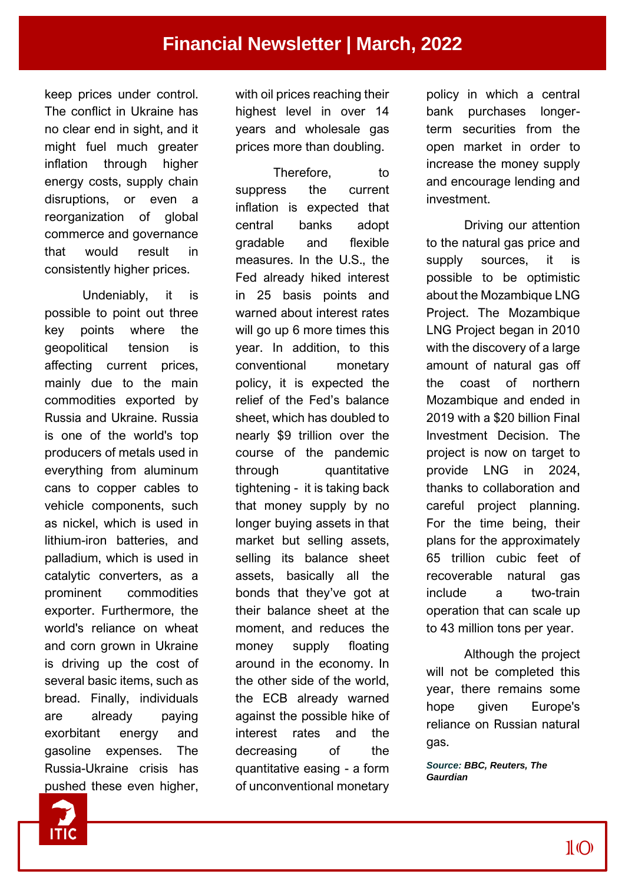keep prices under control. The conflict in Ukraine has no clear end in sight, and it might fuel much greater inflation through higher energy costs, supply chain disruptions, or even a reorganization of global commerce and governance that would result in consistently higher prices.

Undeniably, it is possible to point out three key points where the geopolitical tension is affecting current prices, mainly due to the main commodities exported by Russia and Ukraine. Russia is one of the world's top producers of metals used in everything from aluminum cans to copper cables to vehicle components, such as nickel, which is used in lithium-iron batteries, and palladium, which is used in catalytic converters, as a prominent commodities exporter. Furthermore, the world's reliance on wheat and corn grown in Ukraine is driving up the cost of several basic items, such as bread. Finally, individuals are already paying exorbitant energy and gasoline expenses. The Russia-Ukraine crisis has pushed these even higher, with oil prices reaching their highest level in over 14 years and wholesale gas prices more than doubling.

Therefore, to suppress the current inflation is expected that central banks adopt gradable and flexible measures. In the U.S., the Fed already hiked interest in 25 basis points and warned about interest rates will go up 6 more times this year. In addition, to this conventional monetary policy, it is expected the relief of the Fed's balance sheet, which has doubled to nearly $9 trillion over the course of the pandemic through quantitative tightening - it is taking back that money supply by no longer buying assets in that market but selling assets, selling its balance sheet assets, basically all the bonds that they've got at their balance sheet at the moment, and reduces the money supply floating around in the economy. In the other side of the world, the ECB already warned against the possible hike of interest rates and the decreasing of the quantitative easing - a form of unconventional monetary policy in which a central bank purchases longer-term securities from the open market in order to increase the money supply and encourage lending and investment.

Driving our attention to the natural gas price and supply sources, it is possible to be optimistic about the Mozambique LNG Project. The Mozambique LNG Project began in 2010 with the discovery of a large amount of natural gas off the coast of northern Mozambique and ended in 2019 with a $20 billion Final Investment Decision. The project is now on target to provide LNG in 2024, thanks to collaboration and careful project planning. For the time being, their plans for the approximately 65 trillion cubic feet of recoverable natural gas include a two-train operation that can scale up to 43 million tons per year.

Although the project will not be completed this year, there remains some hope given Europe's reliance on Russian natural gas.

***Source:* BBC, Reuters, The Gaurdian**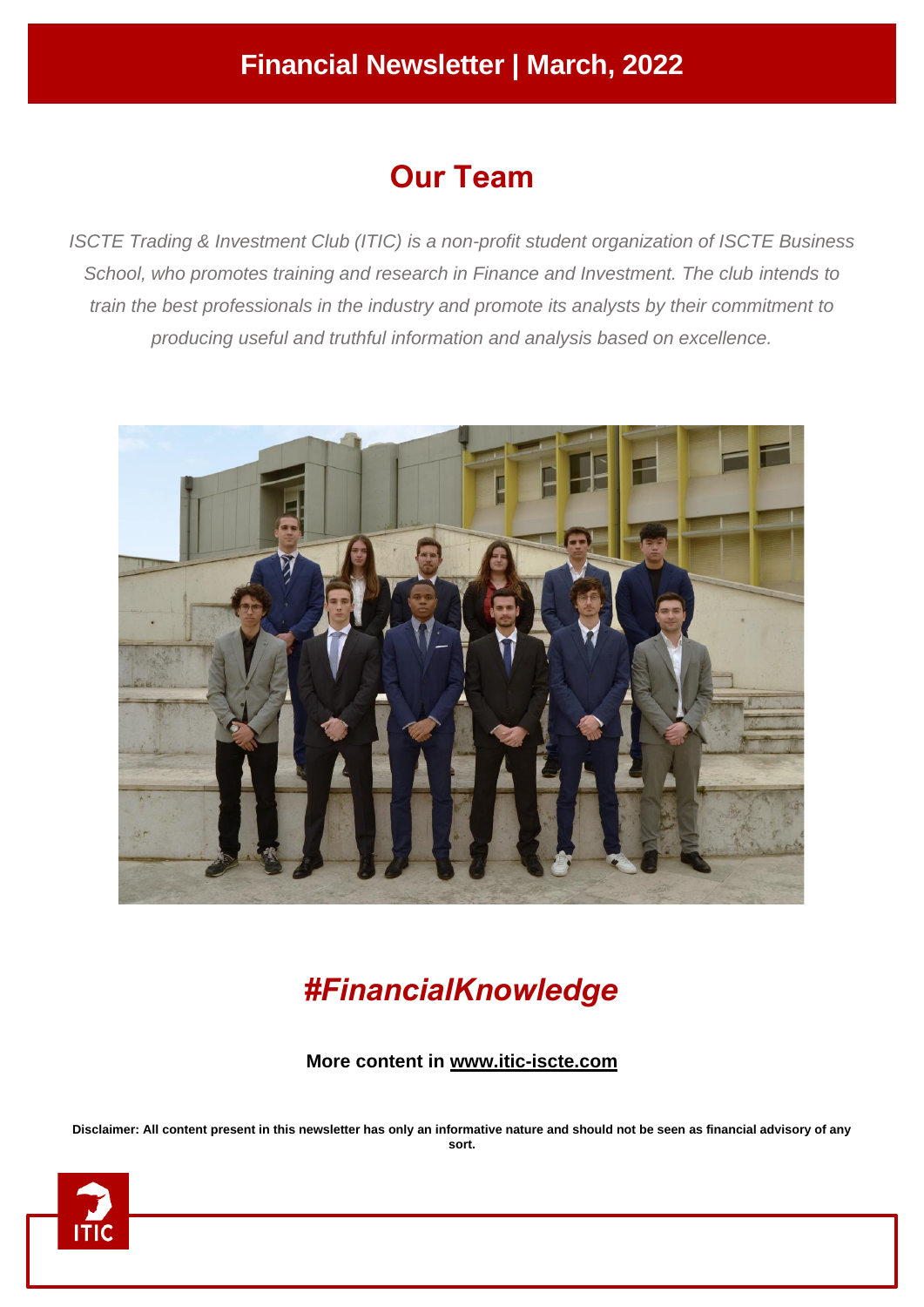## Our Team

*ISCTE Trading & Investment Club (ITIC) is a non-profit student organization of ISCTE Business School, who promotes training and research in Finance and Investment. The club intends to train the best professionals in the industry and promote its analysts by their commitment to producing useful and truthful information and analysis based on excellence.*

## *#FinancialKnowledge*

**More content in [www.itic-iscte.com](www.itic-iscte.com)**

**Disclaimer: All content present in this newsletter has only an informative nature and should not be seen as financial advisory of any sort.**